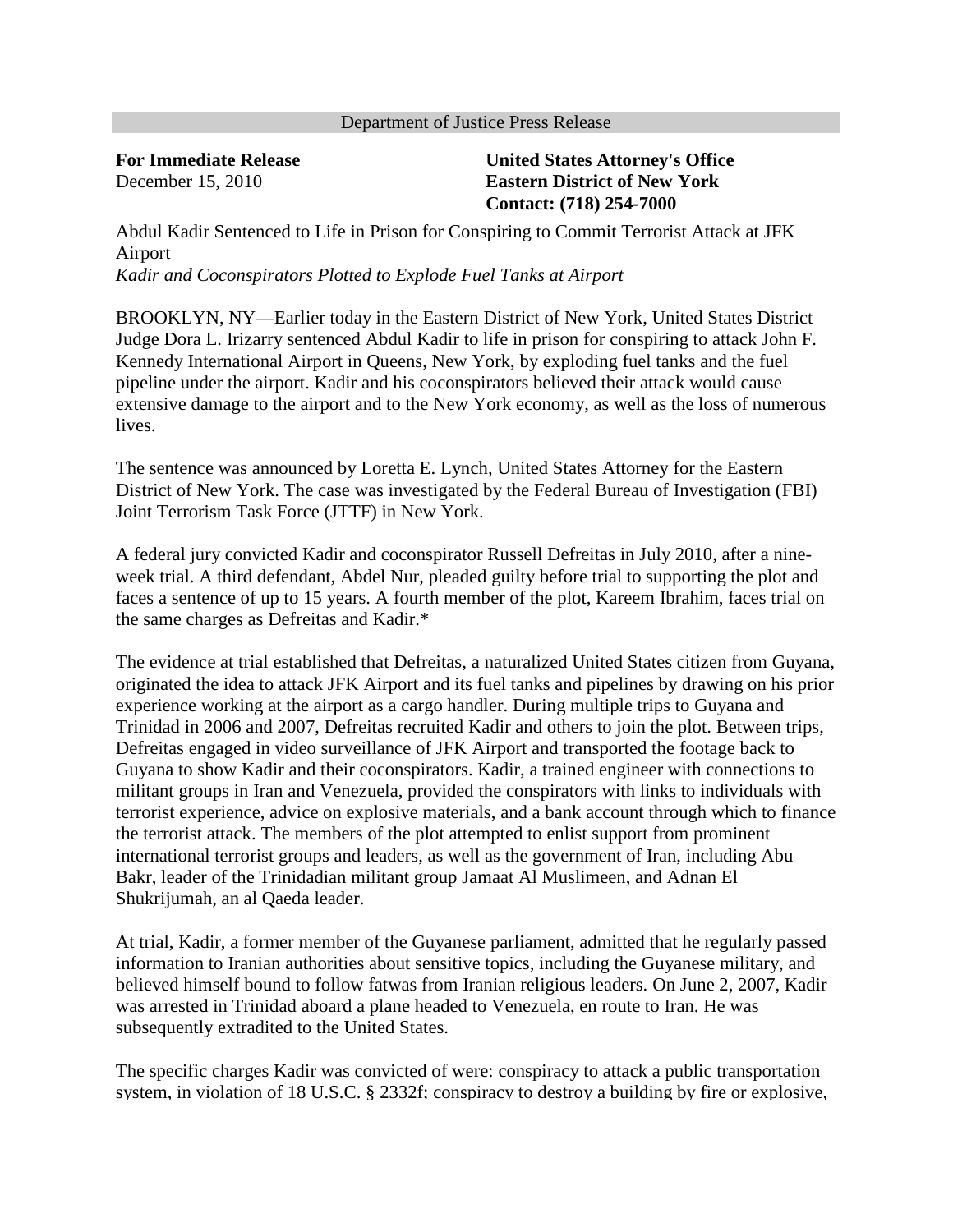Department of Justice Press Release

**For Immediate Release**
December 15, 2010

**United States Attorney's Office**
**Eastern District of New York**
**Contact: (718) 254-7000**

# Abdul Kadir Sentenced to Life in Prison for Conspiring to Commit Terrorist Attack at JFK Airport

*Kadir and Coconspirators Plotted to Explode Fuel Tanks at Airport*

BROOKLYN, NY—Earlier today in the Eastern District of New York, United States District Judge Dora L. Irizarry sentenced Abdul Kadir to life in prison for conspiring to attack John F. Kennedy International Airport in Queens, New York, by exploding fuel tanks and the fuel pipeline under the airport. Kadir and his coconspirators believed their attack would cause extensive damage to the airport and to the New York economy, as well as the loss of numerous lives.

The sentence was announced by Loretta E. Lynch, United States Attorney for the Eastern District of New York. The case was investigated by the Federal Bureau of Investigation (FBI) Joint Terrorism Task Force (JTTF) in New York.

A federal jury convicted Kadir and coconspirator Russell Defreitas in July 2010, after a nine-week trial. A third defendant, Abdel Nur, pleaded guilty before trial to supporting the plot and faces a sentence of up to 15 years. A fourth member of the plot, Kareem Ibrahim, faces trial on the same charges as Defreitas and Kadir.*

The evidence at trial established that Defreitas, a naturalized United States citizen from Guyana, originated the idea to attack JFK Airport and its fuel tanks and pipelines by drawing on his prior experience working at the airport as a cargo handler. During multiple trips to Guyana and Trinidad in 2006 and 2007, Defreitas recruited Kadir and others to join the plot. Between trips, Defreitas engaged in video surveillance of JFK Airport and transported the footage back to Guyana to show Kadir and their coconspirators. Kadir, a trained engineer with connections to militant groups in Iran and Venezuela, provided the conspirators with links to individuals with terrorist experience, advice on explosive materials, and a bank account through which to finance the terrorist attack. The members of the plot attempted to enlist support from prominent international terrorist groups and leaders, as well as the government of Iran, including Abu Bakr, leader of the Trinidadian militant group Jamaat Al Muslimeen, and Adnan El Shukrijumah, an al Qaeda leader.

At trial, Kadir, a former member of the Guyanese parliament, admitted that he regularly passed information to Iranian authorities about sensitive topics, including the Guyanese military, and believed himself bound to follow fatwas from Iranian religious leaders. On June 2, 2007, Kadir was arrested in Trinidad aboard a plane headed to Venezuela, en route to Iran. He was subsequently extradited to the United States.

The specific charges Kadir was convicted of were: conspiracy to attack a public transportation system, in violation of 18 U.S.C. § 2332f; conspiracy to destroy a building by fire or explosive,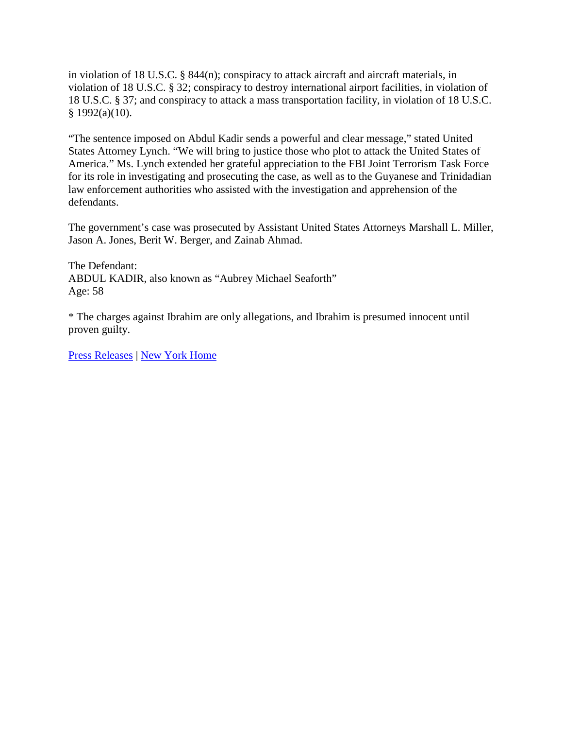in violation of 18 U.S.C. § 844(n); conspiracy to attack aircraft and aircraft materials, in violation of 18 U.S.C. § 32; conspiracy to destroy international airport facilities, in violation of 18 U.S.C. § 37; and conspiracy to attack a mass transportation facility, in violation of 18 U.S.C. § 1992(a)(10).

"The sentence imposed on Abdul Kadir sends a powerful and clear message," stated United States Attorney Lynch. "We will bring to justice those who plot to attack the United States of America." Ms. Lynch extended her grateful appreciation to the FBI Joint Terrorism Task Force for its role in investigating and prosecuting the case, as well as to the Guyanese and Trinidadian law enforcement authorities who assisted with the investigation and apprehension of the defendants.

The government's case was prosecuted by Assistant United States Attorneys Marshall L. Miller, Jason A. Jones, Berit W. Berger, and Zainab Ahmad.

The Defendant:
ABDUL KADIR, also known as "Aubrey Michael Seaforth"
Age: 58

* The charges against Ibrahim are only allegations, and Ibrahim is presumed innocent until proven guilty.

[Press Releases](#) | [New York Home](#)